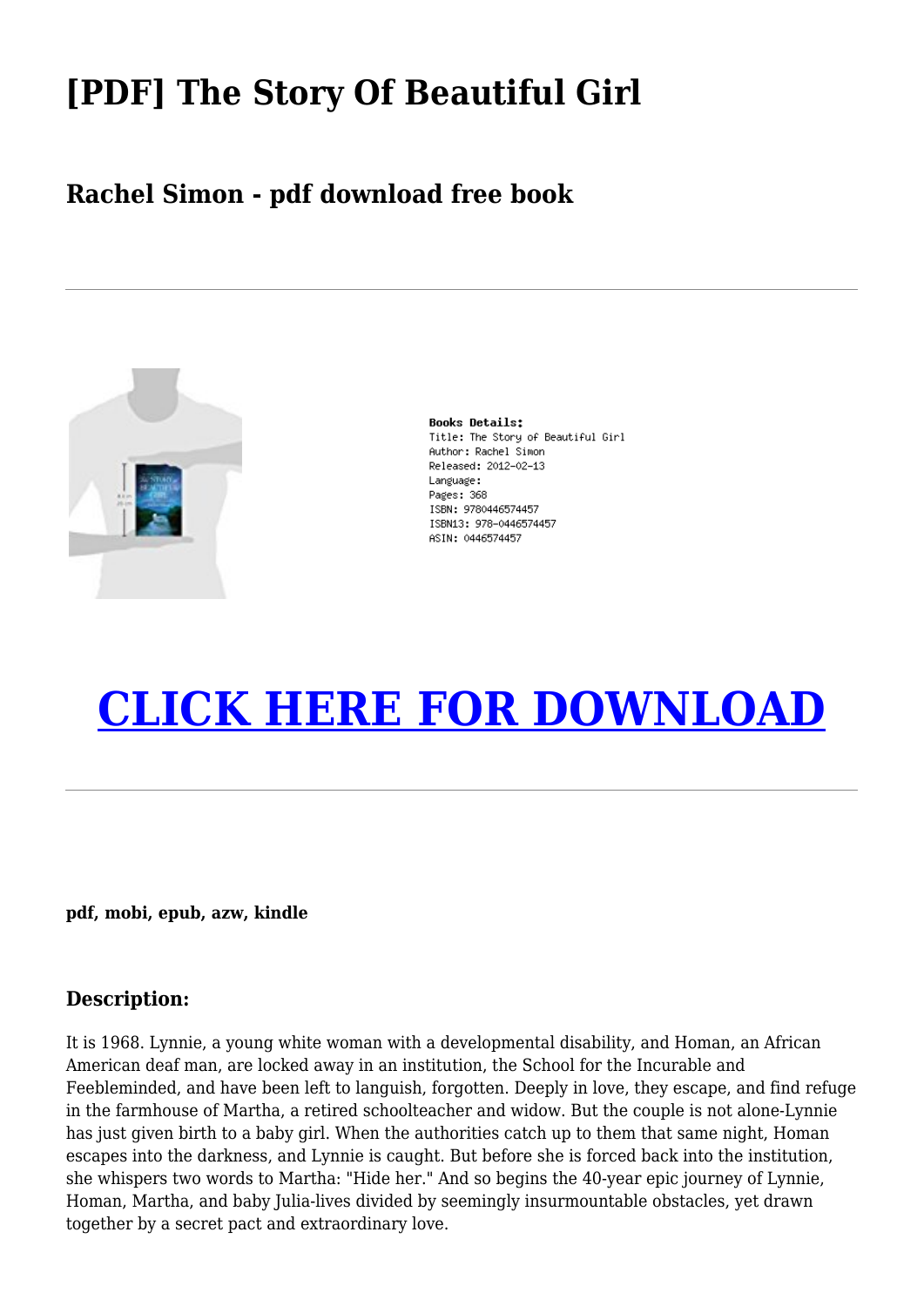# [PDF] The Story Of Beautiful Girl

## Rachel Simon - pdf download free book

---

**Books Details:**
Title: The Story of Beautiful Girl
Author: Rachel Simon
Released: 2012-02-13
Language:
Pages: 368
ISBN: 9780446574457
ISBN13: 978-0446574457
ASIN: 0446574457

# CLICK HERE FOR DOWNLOAD

---

**pdf, mobi, epub, azw, kindle**

### Description:

It is 1968. Lynnie, a young white woman with a developmental disability, and Homan, an African American deaf man, are locked away in an institution, the School for the Incurable and Feebleminded, and have been left to languish, forgotten. Deeply in love, they escape, and find refuge in the farmhouse of Martha, a retired schoolteacher and widow. But the couple is not alone-Lynnie has just given birth to a baby girl. When the authorities catch up to them that same night, Homan escapes into the darkness, and Lynnie is caught. But before she is forced back into the institution, she whispers two words to Martha: "Hide her." And so begins the 40-year epic journey of Lynnie, Homan, Martha, and baby Julia-lives divided by seemingly insurmountable obstacles, yet drawn together by a secret pact and extraordinary love.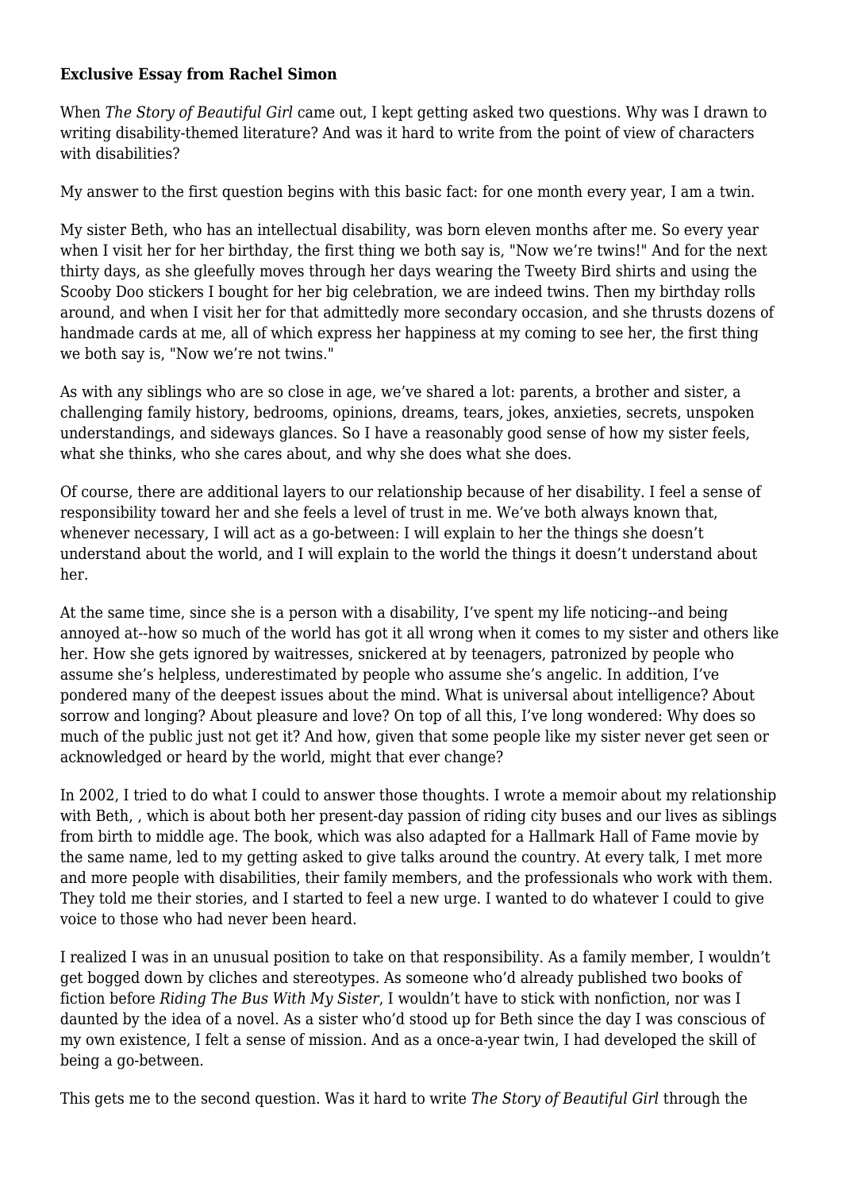**Exclusive Essay from Rachel Simon**

When *The Story of Beautiful Girl* came out, I kept getting asked two questions. Why was I drawn to writing disability-themed literature? And was it hard to write from the point of view of characters with disabilities?

My answer to the first question begins with this basic fact: for one month every year, I am a twin.

My sister Beth, who has an intellectual disability, was born eleven months after me. So every year when I visit her for her birthday, the first thing we both say is, "Now we're twins!" And for the next thirty days, as she gleefully moves through her days wearing the Tweety Bird shirts and using the Scooby Doo stickers I bought for her big celebration, we are indeed twins. Then my birthday rolls around, and when I visit her for that admittedly more secondary occasion, and she thrusts dozens of handmade cards at me, all of which express her happiness at my coming to see her, the first thing we both say is, "Now we're not twins."

As with any siblings who are so close in age, we've shared a lot: parents, a brother and sister, a challenging family history, bedrooms, opinions, dreams, tears, jokes, anxieties, secrets, unspoken understandings, and sideways glances. So I have a reasonably good sense of how my sister feels, what she thinks, who she cares about, and why she does what she does.

Of course, there are additional layers to our relationship because of her disability. I feel a sense of responsibility toward her and she feels a level of trust in me. We've both always known that, whenever necessary, I will act as a go-between: I will explain to her the things she doesn't understand about the world, and I will explain to the world the things it doesn't understand about her.

At the same time, since she is a person with a disability, I've spent my life noticing--and being annoyed at--how so much of the world has got it all wrong when it comes to my sister and others like her. How she gets ignored by waitresses, snickered at by teenagers, patronized by people who assume she's helpless, underestimated by people who assume she's angelic. In addition, I've pondered many of the deepest issues about the mind. What is universal about intelligence? About sorrow and longing? About pleasure and love? On top of all this, I've long wondered: Why does so much of the public just not get it? And how, given that some people like my sister never get seen or acknowledged or heard by the world, might that ever change?

In 2002, I tried to do what I could to answer those thoughts. I wrote a memoir about my relationship with Beth, , which is about both her present-day passion of riding city buses and our lives as siblings from birth to middle age. The book, which was also adapted for a Hallmark Hall of Fame movie by the same name, led to my getting asked to give talks around the country. At every talk, I met more and more people with disabilities, their family members, and the professionals who work with them. They told me their stories, and I started to feel a new urge. I wanted to do whatever I could to give voice to those who had never been heard.

I realized I was in an unusual position to take on that responsibility. As a family member, I wouldn't get bogged down by cliches and stereotypes. As someone who'd already published two books of fiction before *Riding The Bus With My Sister*, I wouldn't have to stick with nonfiction, nor was I daunted by the idea of a novel. As a sister who'd stood up for Beth since the day I was conscious of my own existence, I felt a sense of mission. And as a once-a-year twin, I had developed the skill of being a go-between.

This gets me to the second question. Was it hard to write *The Story of Beautiful Girl* through the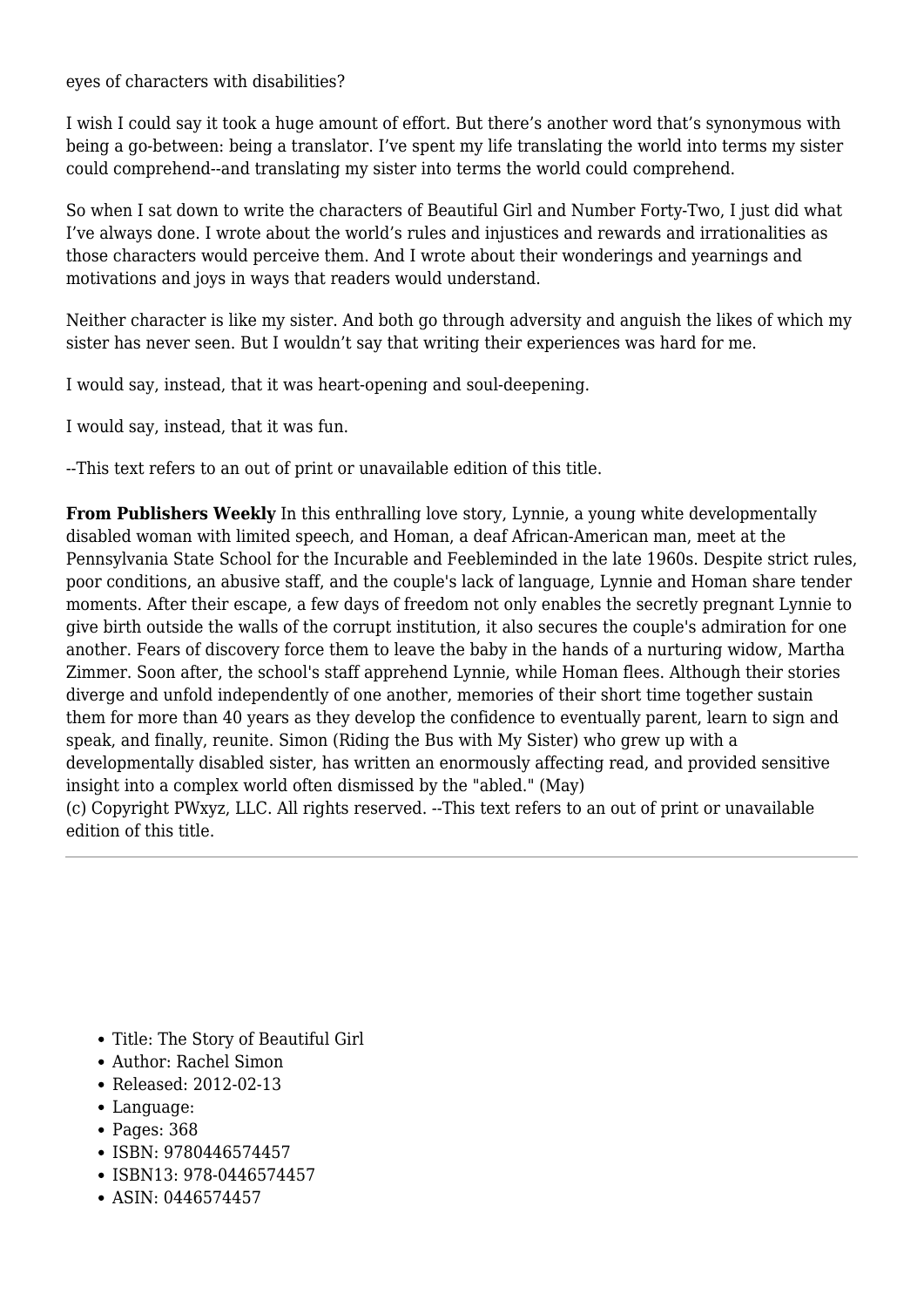eyes of characters with disabilities?

I wish I could say it took a huge amount of effort. But there's another word that's synonymous with being a go-between: being a translator. I've spent my life translating the world into terms my sister could comprehend--and translating my sister into terms the world could comprehend.

So when I sat down to write the characters of Beautiful Girl and Number Forty-Two, I just did what I've always done. I wrote about the world's rules and injustices and rewards and irrationalities as those characters would perceive them. And I wrote about their wonderings and yearnings and motivations and joys in ways that readers would understand.

Neither character is like my sister. And both go through adversity and anguish the likes of which my sister has never seen. But I wouldn't say that writing their experiences was hard for me.

I would say, instead, that it was heart-opening and soul-deepening.

I would say, instead, that it was fun.

--This text refers to an out of print or unavailable edition of this title.

**From Publishers Weekly** In this enthralling love story, Lynnie, a young white developmentally disabled woman with limited speech, and Homan, a deaf African-American man, meet at the Pennsylvania State School for the Incurable and Feebleminded in the late 1960s. Despite strict rules, poor conditions, an abusive staff, and the couple's lack of language, Lynnie and Homan share tender moments. After their escape, a few days of freedom not only enables the secretly pregnant Lynnie to give birth outside the walls of the corrupt institution, it also secures the couple's admiration for one another. Fears of discovery force them to leave the baby in the hands of a nurturing widow, Martha Zimmer. Soon after, the school's staff apprehend Lynnie, while Homan flees. Although their stories diverge and unfold independently of one another, memories of their short time together sustain them for more than 40 years as they develop the confidence to eventually parent, learn to sign and speak, and finally, reunite. Simon (Riding the Bus with My Sister) who grew up with a developmentally disabled sister, has written an enormously affecting read, and provided sensitive insight into a complex world often dismissed by the "abled." (May)
(c) Copyright PWxyz, LLC. All rights reserved. --This text refers to an out of print or unavailable edition of this title.

---

- Title: The Story of Beautiful Girl
- Author: Rachel Simon
- Released: 2012-02-13
- Language:
- Pages: 368
- ISBN: 9780446574457
- ISBN13: 978-0446574457
- ASIN: 0446574457